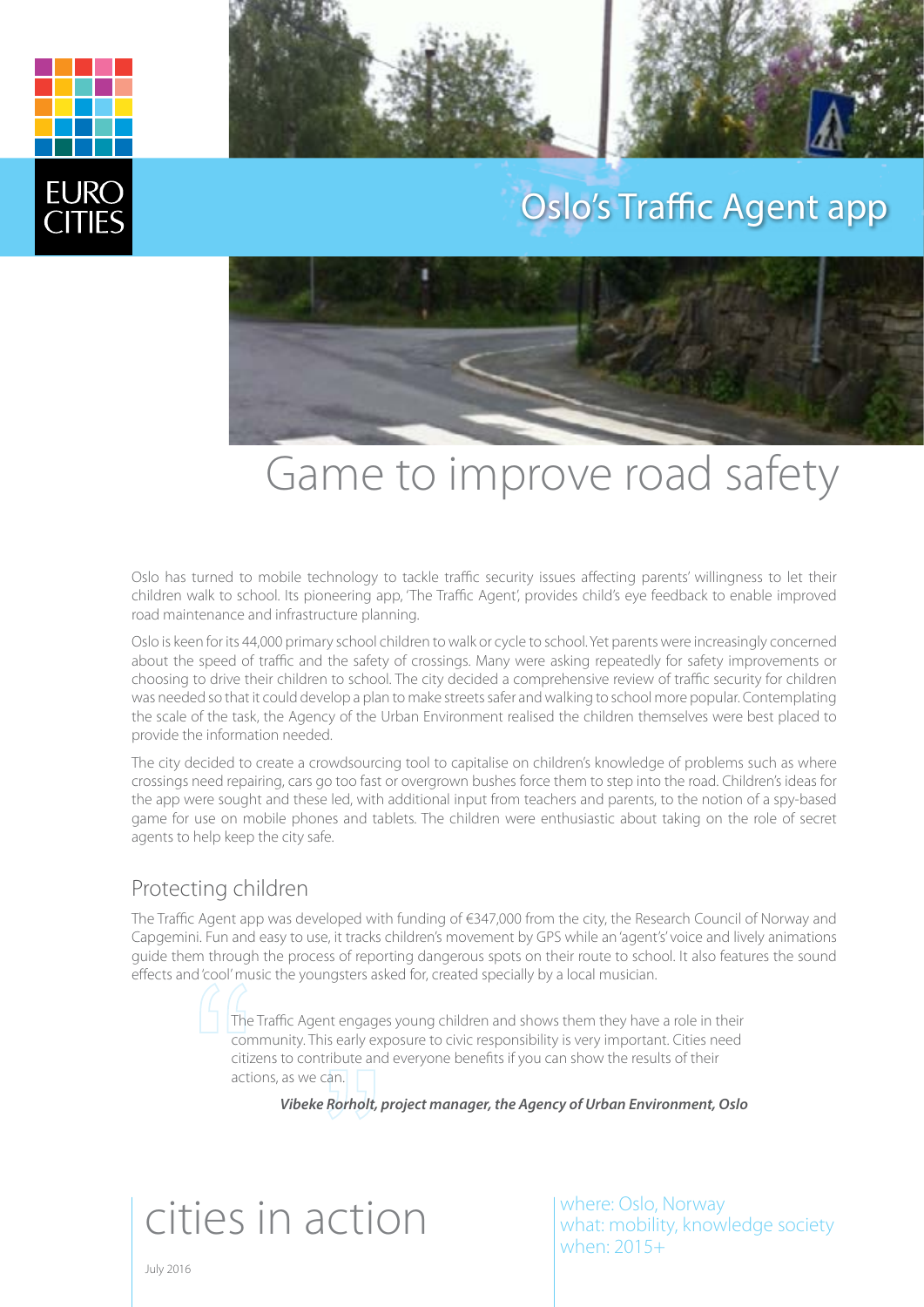EURO CITIES

# Oslo's Traffic Agent app

# Game to improve road safety

Oslo has turned to mobile technology to tackle traffic security issues affecting parents' willingness to let their children walk to school. Its pioneering app, 'The Traffic Agent', provides child's eye feedback to enable improved road maintenance and infrastructure planning.

Oslo is keen for its 44,000 primary school children to walk or cycle to school. Yet parents were increasingly concerned about the speed of traffic and the safety of crossings. Many were asking repeatedly for safety improvements or choosing to drive their children to school. The city decided a comprehensive review of traffic security for children was needed so that it could develop a plan to make streets safer and walking to school more popular. Contemplating the scale of the task, the Agency of the Urban Environment realised the children themselves were best placed to provide the information needed.

The city decided to create a crowdsourcing tool to capitalise on children's knowledge of problems such as where crossings need repairing, cars go too fast or overgrown bushes force them to step into the road. Children's ideas for the app were sought and these led, with additional input from teachers and parents, to the notion of a spy-based game for use on mobile phones and tablets. The children were enthusiastic about taking on the role of secret agents to help keep the city safe.

## Protecting children

The Traffic Agent app was developed with funding of €347,000 from the city, the Research Council of Norway and Capgemini. Fun and easy to use, it tracks children's movement by GPS while an 'agent's' voice and lively animations guide them through the process of reporting dangerous spots on their route to school. It also features the sound effects and 'cool' music the youngsters asked for, created specially by a local musician.

> The Traffic Agent engages young children and shows them they have a role in their community. This early exposure to civic responsibility is very important. Cities need citizens to contribute and everyone benefits if you can show the results of their actions, as we can.
>
> ***Vibeke Rorholt, project manager, the Agency of Urban Environment, Oslo***

# cities in action

where: Oslo, Norway
what: mobility, knowledge society
when: 2015+

July 2016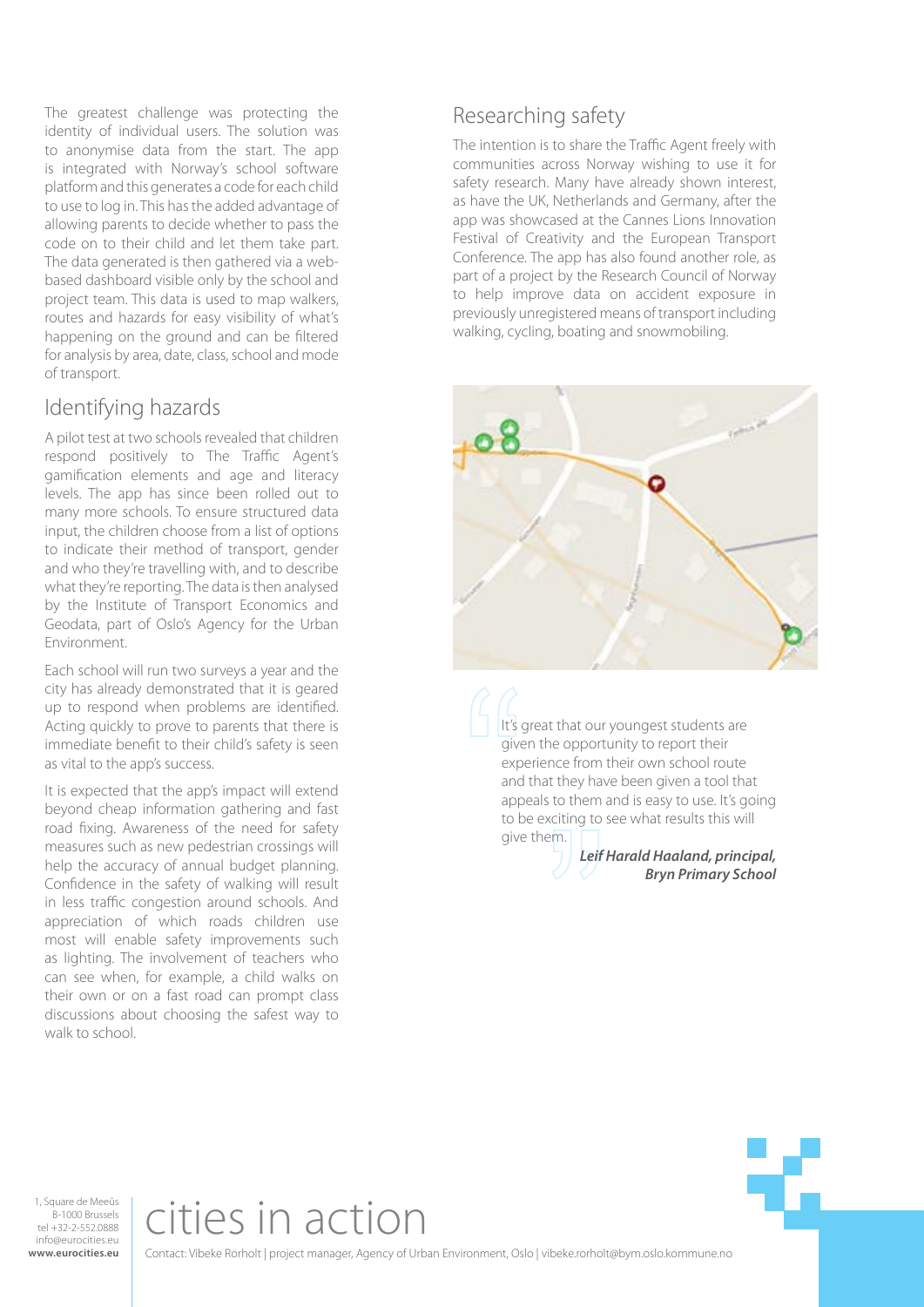The greatest challenge was protecting the identity of individual users. The solution was to anonymise data from the start. The app is integrated with Norway's school software platform and this generates a code for each child to use to log in. This has the added advantage of allowing parents to decide whether to pass the code on to their child and let them take part. The data generated is then gathered via a web-based dashboard visible only by the school and project team. This data is used to map walkers, routes and hazards for easy visibility of what's happening on the ground and can be filtered for analysis by area, date, class, school and mode of transport.

## Identifying hazards

A pilot test at two schools revealed that children respond positively to The Traffic Agent's gamification elements and age and literacy levels. The app has since been rolled out to many more schools. To ensure structured data input, the children choose from a list of options to indicate their method of transport, gender and who they're travelling with, and to describe what they're reporting. The data is then analysed by the Institute of Transport Economics and Geodata, part of Oslo's Agency for the Urban Environment.

Each school will run two surveys a year and the city has already demonstrated that it is geared up to respond when problems are identified. Acting quickly to prove to parents that there is immediate benefit to their child's safety is seen as vital to the app's success.

It is expected that the app's impact will extend beyond cheap information gathering and fast road fixing. Awareness of the need for safety measures such as new pedestrian crossings will help the accuracy of annual budget planning. Confidence in the safety of walking will result in less traffic congestion around schools. And appreciation of which roads children use most will enable safety improvements such as lighting. The involvement of teachers who can see when, for example, a child walks on their own or on a fast road can prompt class discussions about choosing the safest way to walk to school.

## Researching safety

The intention is to share the Traffic Agent freely with communities across Norway wishing to use it for safety research. Many have already shown interest, as have the UK, Netherlands and Germany, after the app was showcased at the Cannes Lions Innovation Festival of Creativity and the European Transport Conference. The app has also found another role, as part of a project by the Research Council of Norway to help improve data on accident exposure in previously unregistered means of transport including walking, cycling, boating and snowmobiling.

> It's great that our youngest students are given the opportunity to report their experience from their own school route and that they have been given a tool that appeals to them and is easy to use. It's going to be exciting to see what results this will give them.
>
> ***Leif Harald Haaland, principal, Bryn Primary School***

1, Square de Meeûs
B-1000 Brussels
tel +32-2-552.0888
info@eurocities.eu
**www.eurocities.eu**

cities in action

Contact: Vibeke Rorholt | project manager, Agency of Urban Environment, Oslo | vibeke.rorholt@bym.oslo.kommune.no